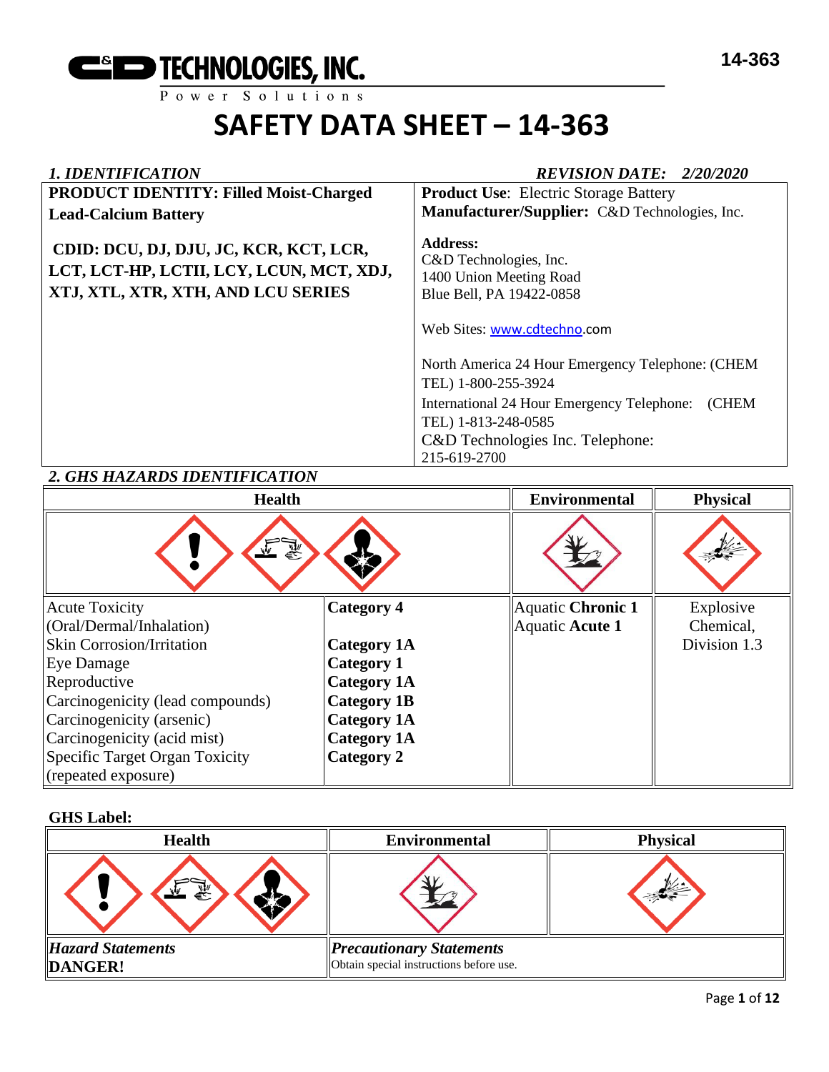**C&D TECHNOLOGIES, INC.**
Power Solutions

# SAFETY DATA SHEET – 14-363

## *1. IDENTIFICATION*

*REVISION DATE: 2/20/2020*

| **PRODUCT IDENTITY: Filled Moist-Charged Lead-Calcium Battery**<br><br>**CDID: DCU, DJ, DJU, JC, KCR, KCT, LCR, LCT, LCT-HP, LCTII, LCY, LCUN, MCT, XDJ, XTJ, XTL, XTR, XTH, AND LCU SERIES** | **Product Use**: Electric Storage Battery<br>**Manufacturer/Supplier:** C&D Technologies, Inc.<br><br>**Address:**<br>C&D Technologies, Inc.<br>1400 Union Meeting Road<br>Blue Bell, PA 19422-0858<br><br>Web Sites: www.cdtechno.com<br><br>North America 24 Hour Emergency Telephone: (CHEM TEL) 1-800-255-3924<br>International 24 Hour Emergency Telephone: (CHEM TEL) 1-813-248-0585<br>C&D Technologies Inc. Telephone: 215-619-2700 |
|---|---|

## *2. GHS HAZARDS IDENTIFICATION*

| Health | | Environmental | Physical |
|---|---|---|---|
| Acute Toxicity (Oral/Dermal/Inhalation) | **Category 4** | Aquatic **Chronic 1**<br>Aquatic **Acute 1** | Explosive Chemical, Division 1.3 |
| Skin Corrosion/Irritation | **Category 1A** | | |
| Eye Damage | **Category 1** | | |
| Reproductive | **Category 1A** | | |
| Carcinogenicity (lead compounds) | **Category 1B** | | |
| Carcinogenicity (arsenic) | **Category 1A** | | |
| Carcinogenicity (acid mist) | **Category 1A** | | |
| Specific Target Organ Toxicity (repeated exposure) | **Category 2** | | |

**GHS Label:**

| Health | Environmental | Physical |
|---|---|---|
| ***Hazard Statements***<br>**DANGER!** | ***Precautionary Statements***<br>Obtain special instructions before use. | |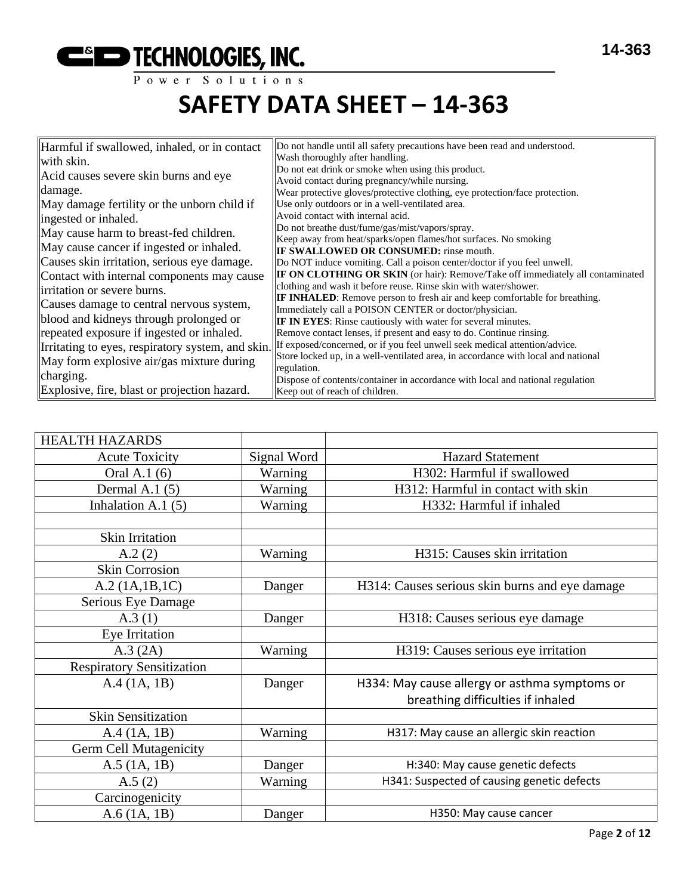# SAFETY DATA SHEET – 14-363

| | |
|---|---|
| Harmful if swallowed, inhaled, or in contact with skin.<br>Acid causes severe skin burns and eye damage.<br>May damage fertility or the unborn child if ingested or inhaled.<br>May cause harm to breast-fed children.<br>May cause cancer if ingested or inhaled.<br>Causes skin irritation, serious eye damage.<br>Contact with internal components may cause irritation or severe burns.<br>Causes damage to central nervous system, blood and kidneys through prolonged or repeated exposure if ingested or inhaled.<br>Irritating to eyes, respiratory system, and skin.<br>May form explosive air/gas mixture during charging.<br>Explosive, fire, blast or projection hazard. | Do not handle until all safety precautions have been read and understood.<br>Wash thoroughly after handling.<br>Do not eat drink or smoke when using this product.<br>Avoid contact during pregnancy/while nursing.<br>Wear protective gloves/protective clothing, eye protection/face protection.<br>Use only outdoors or in a well-ventilated area.<br>Avoid contact with internal acid.<br>Do not breathe dust/fume/gas/mist/vapors/spray.<br>Keep away from heat/sparks/open flames/hot surfaces. No smoking<br>**IF SWALLOWED OR CONSUMED:** rinse mouth.<br>Do NOT induce vomiting. Call a poison center/doctor if you feel unwell.<br>**IF ON CLOTHING OR SKIN** (or hair): Remove/Take off immediately all contaminated clothing and wash it before reuse. Rinse skin with water/shower.<br>**IF INHALED**: Remove person to fresh air and keep comfortable for breathing. Immediately call a POISON CENTER or doctor/physician.<br>**IF IN EYES**: Rinse cautiously with water for several minutes. Remove contact lenses, if present and easy to do. Continue rinsing.<br>If exposed/concerned, or if you feel unwell seek medical attention/advice.<br>Store locked up, in a well-ventilated area, in accordance with local and national regulation.<br>Dispose of contents/container in accordance with local and national regulation<br>Keep out of reach of children. |

| HEALTH HAZARDS | | |
|---|---|---|
| Acute Toxicity | Signal Word | Hazard Statement |
| Oral A.1 (6) | Warning | H302: Harmful if swallowed |
| Dermal A.1 (5) | Warning | H312: Harmful in contact with skin |
| Inhalation A.1 (5) | Warning | H332: Harmful if inhaled |
| | | |
| Skin Irritation | | |
| A.2 (2) | Warning | H315: Causes skin irritation |
| Skin Corrosion | | |
| A.2 (1A,1B,1C) | Danger | H314: Causes serious skin burns and eye damage |
| Serious Eye Damage | | |
| A.3 (1) | Danger | H318: Causes serious eye damage |
| Eye Irritation | | |
| A.3 (2A) | Warning | H319: Causes serious eye irritation |
| Respiratory Sensitization | | |
| A.4 (1A, 1B) | Danger | H334: May cause allergy or asthma symptoms or breathing difficulties if inhaled |
| Skin Sensitization | | |
| A.4 (1A, 1B) | Warning | H317: May cause an allergic skin reaction |
| Germ Cell Mutagenicity | | |
| A.5 (1A, 1B) | Danger | H:340: May cause genetic defects |
| A.5 (2) | Warning | H341: Suspected of causing genetic defects |
| Carcinogenicity | | |
| A.6 (1A, 1B) | Danger | H350: May cause cancer |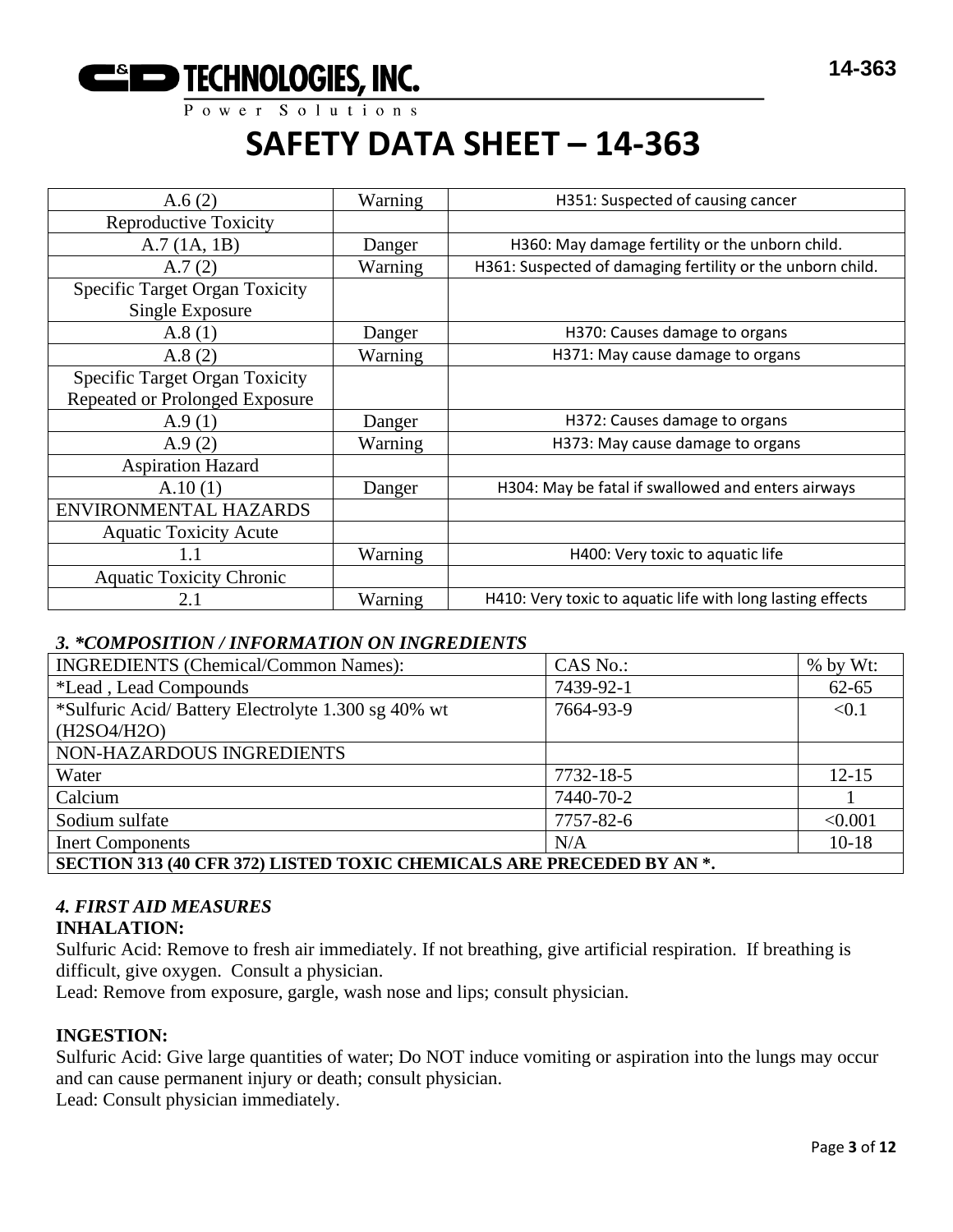# SAFETY DATA SHEET – 14-363

| A.6 (2) | Warning | H351: Suspected of causing cancer |
|---|---|---|
| Reproductive Toxicity | | |
| A.7 (1A, 1B) | Danger | H360: May damage fertility or the unborn child. |
| A.7 (2) | Warning | H361: Suspected of damaging fertility or the unborn child. |
| Specific Target Organ Toxicity Single Exposure | | |
| A.8 (1) | Danger | H370: Causes damage to organs |
| A.8 (2) | Warning | H371: May cause damage to organs |
| Specific Target Organ Toxicity Repeated or Prolonged Exposure | | |
| A.9 (1) | Danger | H372: Causes damage to organs |
| A.9 (2) | Warning | H373: May cause damage to organs |
| Aspiration Hazard | | |
| A.10 (1) | Danger | H304: May be fatal if swallowed and enters airways |
| ENVIRONMENTAL HAZARDS | | |
| Aquatic Toxicity Acute | | |
| 1.1 | Warning | H400: Very toxic to aquatic life |
| Aquatic Toxicity Chronic | | |
| 2.1 | Warning | H410: Very toxic to aquatic life with long lasting effects |

### *3. \*COMPOSITION / INFORMATION ON INGREDIENTS*

| INGREDIENTS (Chemical/Common Names): | CAS No.: | % by Wt: |
|---|---|---|
| *Lead , Lead Compounds | 7439-92-1 | 62-65 |
| *Sulfuric Acid/ Battery Electrolyte 1.300 sg 40% wt (H2SO4/H2O) | 7664-93-9 | <0.1 |
| NON-HAZARDOUS INGREDIENTS | | |
| Water | 7732-18-5 | 12-15 |
| Calcium | 7440-70-2 | 1 |
| Sodium sulfate | 7757-82-6 | <0.001 |
| Inert Components | N/A | 10-18 |
| **SECTION 313 (40 CFR 372) LISTED TOXIC CHEMICALS ARE PRECEDED BY AN *.** | | |

### *4. FIRST AID MEASURES*

**INHALATION:**

Sulfuric Acid: Remove to fresh air immediately. If not breathing, give artificial respiration. If breathing is difficult, give oxygen. Consult a physician.

Lead: Remove from exposure, gargle, wash nose and lips; consult physician.

**INGESTION:**

Sulfuric Acid: Give large quantities of water; Do NOT induce vomiting or aspiration into the lungs may occur and can cause permanent injury or death; consult physician.

Lead: Consult physician immediately.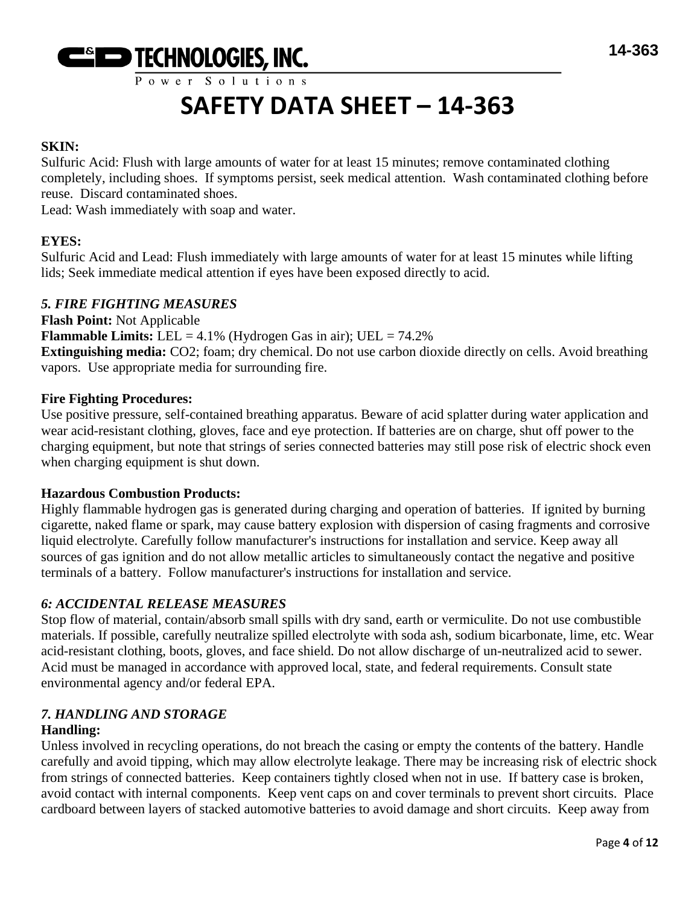**SKIN:**
Sulfuric Acid: Flush with large amounts of water for at least 15 minutes; remove contaminated clothing completely, including shoes. If symptoms persist, seek medical attention. Wash contaminated clothing before reuse. Discard contaminated shoes.
Lead: Wash immediately with soap and water.

**EYES:**
Sulfuric Acid and Lead: Flush immediately with large amounts of water for at least 15 minutes while lifting lids; Seek immediate medical attention if eyes have been exposed directly to acid.

### *5. FIRE FIGHTING MEASURES*

**Flash Point:** Not Applicable
**Flammable Limits:** LEL = 4.1% (Hydrogen Gas in air); UEL = 74.2%
**Extinguishing media:** $CO_2$; foam; dry chemical. Do not use carbon dioxide directly on cells. Avoid breathing vapors. Use appropriate media for surrounding fire.

**Fire Fighting Procedures:**
Use positive pressure, self-contained breathing apparatus. Beware of acid splatter during water application and wear acid-resistant clothing, gloves, face and eye protection. If batteries are on charge, shut off power to the charging equipment, but note that strings of series connected batteries may still pose risk of electric shock even when charging equipment is shut down.

**Hazardous Combustion Products:**
Highly flammable hydrogen gas is generated during charging and operation of batteries. If ignited by burning cigarette, naked flame or spark, may cause battery explosion with dispersion of casing fragments and corrosive liquid electrolyte. Carefully follow manufacturer's instructions for installation and service. Keep away all sources of gas ignition and do not allow metallic articles to simultaneously contact the negative and positive terminals of a battery. Follow manufacturer's instructions for installation and service.

### *6: ACCIDENTAL RELEASE MEASURES*

Stop flow of material, contain/absorb small spills with dry sand, earth or vermiculite. Do not use combustible materials. If possible, carefully neutralize spilled electrolyte with soda ash, sodium bicarbonate, lime, etc. Wear acid-resistant clothing, boots, gloves, and face shield. Do not allow discharge of un-neutralized acid to sewer. Acid must be managed in accordance with approved local, state, and federal requirements. Consult state environmental agency and/or federal EPA.

### *7. HANDLING AND STORAGE*

**Handling:**
Unless involved in recycling operations, do not breach the casing or empty the contents of the battery. Handle carefully and avoid tipping, which may allow electrolyte leakage. There may be increasing risk of electric shock from strings of connected batteries. Keep containers tightly closed when not in use. If battery case is broken, avoid contact with internal components. Keep vent caps on and cover terminals to prevent short circuits. Place cardboard between layers of stacked automotive batteries to avoid damage and short circuits. Keep away from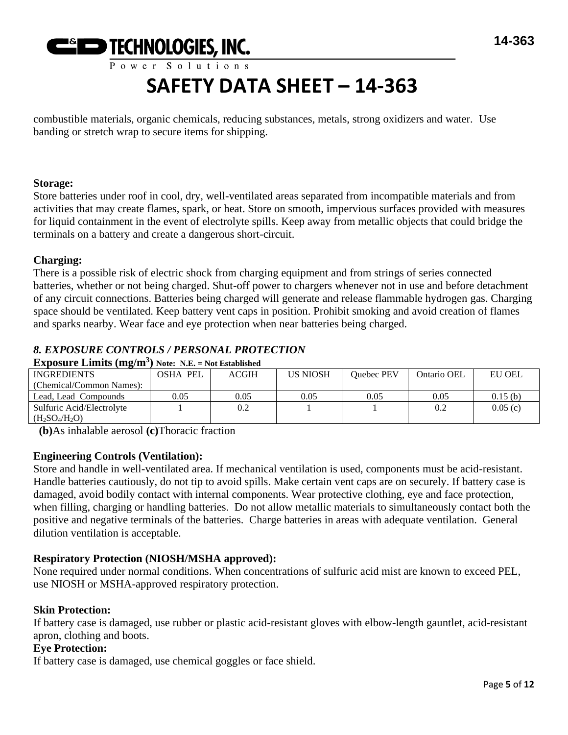combustible materials, organic chemicals, reducing substances, metals, strong oxidizers and water. Use banding or stretch wrap to secure items for shipping.

**Storage:**
Store batteries under roof in cool, dry, well-ventilated areas separated from incompatible materials and from activities that may create flames, spark, or heat. Store on smooth, impervious surfaces provided with measures for liquid containment in the event of electrolyte spills. Keep away from metallic objects that could bridge the terminals on a battery and create a dangerous short-circuit.

**Charging:**
There is a possible risk of electric shock from charging equipment and from strings of series connected batteries, whether or not being charged. Shut-off power to chargers whenever not in use and before detachment of any circuit connections. Batteries being charged will generate and release flammable hydrogen gas. Charging space should be ventilated. Keep battery vent caps in position. Prohibit smoking and avoid creation of flames and sparks nearby. Wear face and eye protection when near batteries being charged.

## *8. EXPOSURE CONTROLS / PERSONAL PROTECTION*

**Exposure Limits ($mg/m^3$)** **Note: N.E. = Not Established**

| INGREDIENTS (Chemical/Common Names): | OSHA PEL | ACGIH | US NIOSH | Quebec PEV | Ontario OEL | EU OEL |
|---|---|---|---|---|---|---|
| Lead, Lead Compounds | 0.05 | 0.05 | 0.05 | 0.05 | 0.05 | 0.15 (b) |
| Sulfuric Acid/Electrolyte ($H_2SO_4/H_2O$) | 1 | 0.2 | 1 | 1 | 0.2 | 0.05 (c) |

**(b)**As inhalable aerosol **(c)**Thoracic fraction

**Engineering Controls (Ventilation):**
Store and handle in well-ventilated area. If mechanical ventilation is used, components must be acid-resistant. Handle batteries cautiously, do not tip to avoid spills. Make certain vent caps are on securely. If battery case is damaged, avoid bodily contact with internal components. Wear protective clothing, eye and face protection, when filling, charging or handling batteries. Do not allow metallic materials to simultaneously contact both the positive and negative terminals of the batteries. Charge batteries in areas with adequate ventilation. General dilution ventilation is acceptable.

**Respiratory Protection (NIOSH/MSHA approved):**
None required under normal conditions. When concentrations of sulfuric acid mist are known to exceed PEL, use NIOSH or MSHA-approved respiratory protection.

**Skin Protection:**
If battery case is damaged, use rubber or plastic acid-resistant gloves with elbow-length gauntlet, acid-resistant apron, clothing and boots.

**Eye Protection:**
If battery case is damaged, use chemical goggles or face shield.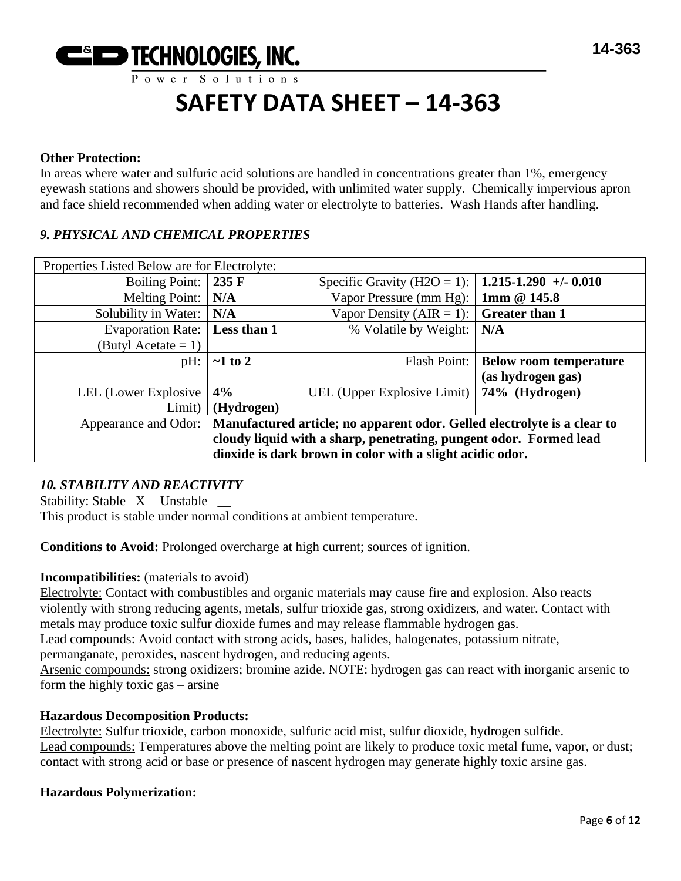**Other Protection:**
In areas where water and sulfuric acid solutions are handled in concentrations greater than 1%, emergency eyewash stations and showers should be provided, with unlimited water supply. Chemically impervious apron and face shield recommended when adding water or electrolyte to batteries. Wash Hands after handling.

### *9. PHYSICAL AND CHEMICAL PROPERTIES*

| Properties Listed Below are for Electrolyte: | | | |
|---|---|---|---|
| Boiling Point: | **235 F** | Specific Gravity ($H2O$ = 1): | **1.215-1.290 +/- 0.010** |
| Melting Point: | **N/A** | Vapor Pressure (mm Hg): | **1mm @ 145.8** |
| Solubility in Water: | **N/A** | Vapor Density (AIR = 1): | **Greater than 1** |
| Evaporation Rate: (Butyl Acetate = 1) | **Less than 1** | % Volatile by Weight: | **N/A** |
| pH: | **~1 to 2** | Flash Point: | **Below room temperature (as hydrogen gas)** |
| LEL (Lower Explosive Limit) | **4% (Hydrogen)** | UEL (Upper Explosive Limit) | **74% (Hydrogen)** |
| Appearance and Odor: | **Manufactured article; no apparent odor. Gelled electrolyte is a clear to cloudy liquid with a sharp, penetrating, pungent odor. Formed lead dioxide is dark brown in color with a slight acidic odor.** | | |

### *10. STABILITY AND REACTIVITY*

Stability: Stable _X_ Unstable ___
This product is stable under normal conditions at ambient temperature.

**Conditions to Avoid:** Prolonged overcharge at high current; sources of ignition.

**Incompatibilities:** (materials to avoid)
Electrolyte: Contact with combustibles and organic materials may cause fire and explosion. Also reacts violently with strong reducing agents, metals, sulfur trioxide gas, strong oxidizers, and water. Contact with metals may produce toxic sulfur dioxide fumes and may release flammable hydrogen gas.
Lead compounds: Avoid contact with strong acids, bases, halides, halogenates, potassium nitrate, permanganate, peroxides, nascent hydrogen, and reducing agents.
Arsenic compounds: strong oxidizers; bromine azide. NOTE: hydrogen gas can react with inorganic arsenic to form the highly toxic gas – arsine

**Hazardous Decomposition Products:**
Electrolyte: Sulfur trioxide, carbon monoxide, sulfuric acid mist, sulfur dioxide, hydrogen sulfide.
Lead compounds: Temperatures above the melting point are likely to produce toxic metal fume, vapor, or dust; contact with strong acid or base or presence of nascent hydrogen may generate highly toxic arsine gas.

**Hazardous Polymerization:**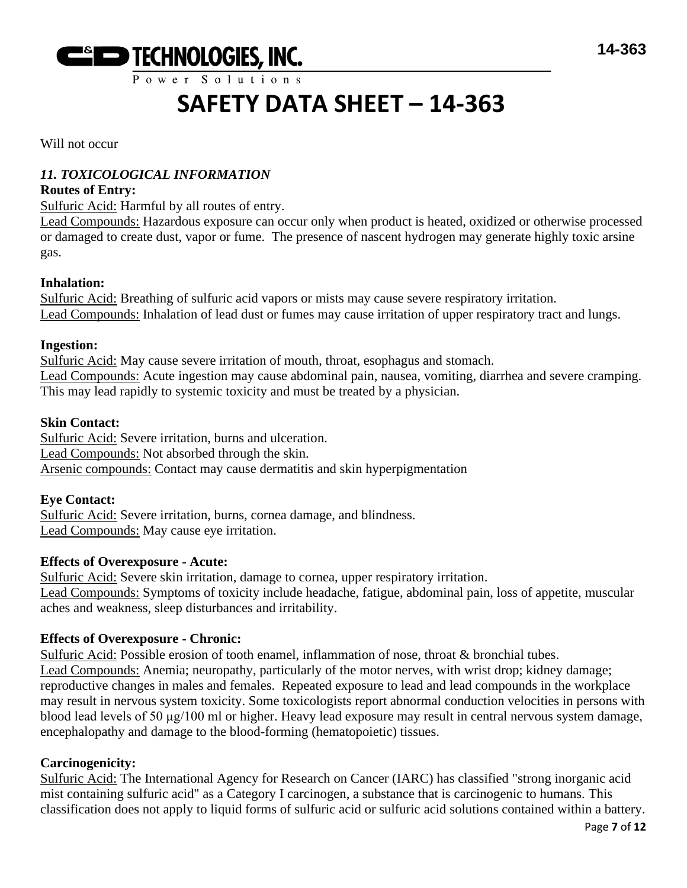Will not occur

## *11. TOXICOLOGICAL INFORMATION*

**Routes of Entry:**

Sulfuric Acid: Harmful by all routes of entry.
Lead Compounds: Hazardous exposure can occur only when product is heated, oxidized or otherwise processed or damaged to create dust, vapor or fume. The presence of nascent hydrogen may generate highly toxic arsine gas.

**Inhalation:**

Sulfuric Acid: Breathing of sulfuric acid vapors or mists may cause severe respiratory irritation.
Lead Compounds: Inhalation of lead dust or fumes may cause irritation of upper respiratory tract and lungs.

**Ingestion:**

Sulfuric Acid: May cause severe irritation of mouth, throat, esophagus and stomach.
Lead Compounds: Acute ingestion may cause abdominal pain, nausea, vomiting, diarrhea and severe cramping. This may lead rapidly to systemic toxicity and must be treated by a physician.

**Skin Contact:**

Sulfuric Acid: Severe irritation, burns and ulceration.
Lead Compounds: Not absorbed through the skin.
Arsenic compounds: Contact may cause dermatitis and skin hyperpigmentation

**Eye Contact:**

Sulfuric Acid: Severe irritation, burns, cornea damage, and blindness.
Lead Compounds: May cause eye irritation.

**Effects of Overexposure - Acute:**

Sulfuric Acid: Severe skin irritation, damage to cornea, upper respiratory irritation.
Lead Compounds: Symptoms of toxicity include headache, fatigue, abdominal pain, loss of appetite, muscular aches and weakness, sleep disturbances and irritability.

**Effects of Overexposure - Chronic:**

Sulfuric Acid: Possible erosion of tooth enamel, inflammation of nose, throat & bronchial tubes.
Lead Compounds: Anemia; neuropathy, particularly of the motor nerves, with wrist drop; kidney damage; reproductive changes in males and females. Repeated exposure to lead and lead compounds in the workplace may result in nervous system toxicity. Some toxicologists report abnormal conduction velocities in persons with blood lead levels of 50 μg/100 ml or higher. Heavy lead exposure may result in central nervous system damage, encephalopathy and damage to the blood-forming (hematopoietic) tissues.

**Carcinogenicity:**

Sulfuric Acid: The International Agency for Research on Cancer (IARC) has classified "strong inorganic acid mist containing sulfuric acid" as a Category I carcinogen, a substance that is carcinogenic to humans. This classification does not apply to liquid forms of sulfuric acid or sulfuric acid solutions contained within a battery.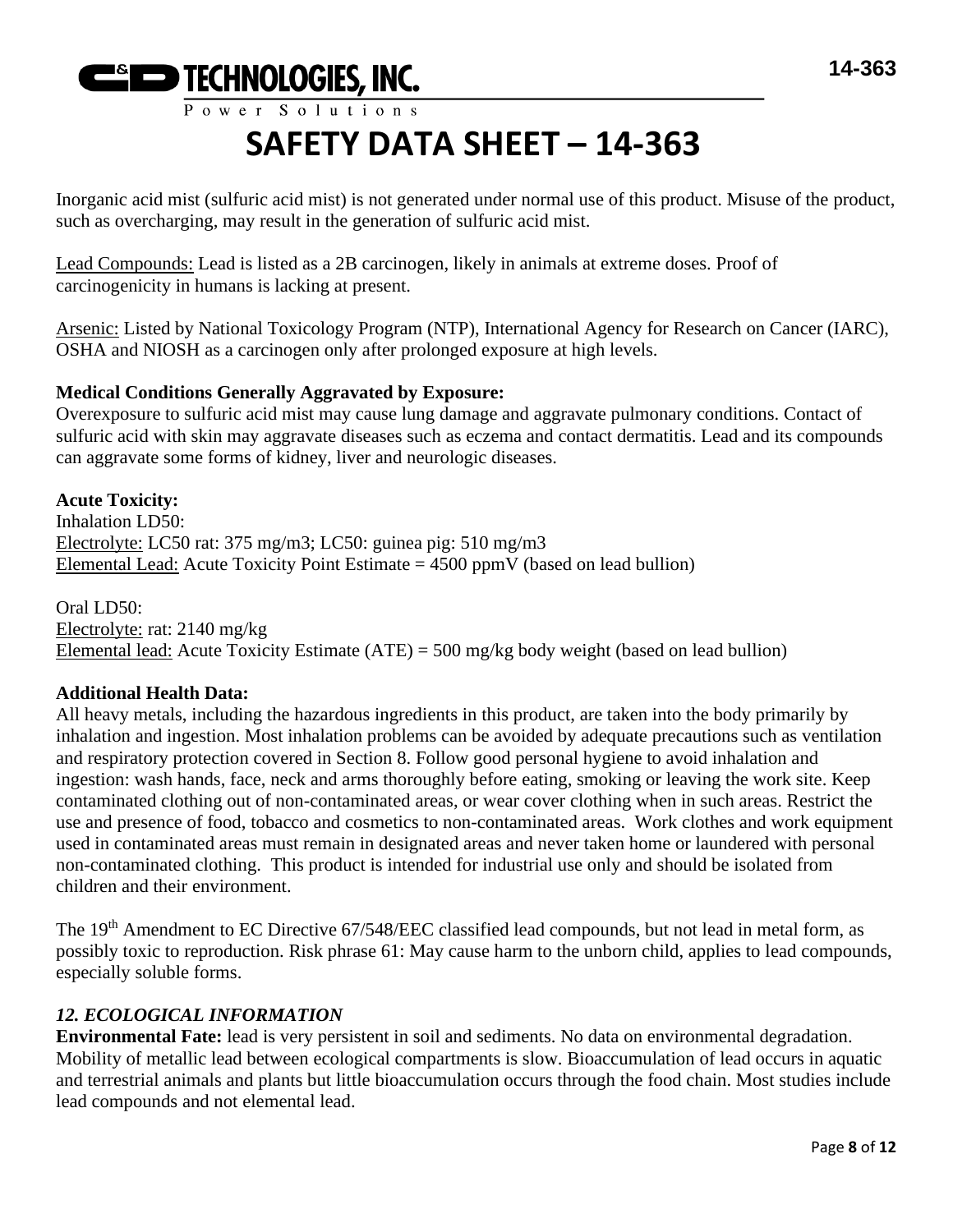Inorganic acid mist (sulfuric acid mist) is not generated under normal use of this product. Misuse of the product, such as overcharging, may result in the generation of sulfuric acid mist.

Lead Compounds: Lead is listed as a 2B carcinogen, likely in animals at extreme doses. Proof of carcinogenicity in humans is lacking at present.

Arsenic: Listed by National Toxicology Program (NTP), International Agency for Research on Cancer (IARC), OSHA and NIOSH as a carcinogen only after prolonged exposure at high levels.

**Medical Conditions Generally Aggravated by Exposure:**
Overexposure to sulfuric acid mist may cause lung damage and aggravate pulmonary conditions. Contact of sulfuric acid with skin may aggravate diseases such as eczema and contact dermatitis. Lead and its compounds can aggravate some forms of kidney, liver and neurologic diseases.

**Acute Toxicity:**
Inhalation LD50:
Electrolyte: LC50 rat: 375 mg/m3; LC50: guinea pig: 510 mg/m3
Elemental Lead: Acute Toxicity Point Estimate = 4500 ppmV (based on lead bullion)

Oral LD50:
Electrolyte: rat: 2140 mg/kg
Elemental lead: Acute Toxicity Estimate (ATE) = 500 mg/kg body weight (based on lead bullion)

**Additional Health Data:**
All heavy metals, including the hazardous ingredients in this product, are taken into the body primarily by inhalation and ingestion. Most inhalation problems can be avoided by adequate precautions such as ventilation and respiratory protection covered in Section 8. Follow good personal hygiene to avoid inhalation and ingestion: wash hands, face, neck and arms thoroughly before eating, smoking or leaving the work site. Keep contaminated clothing out of non-contaminated areas, or wear cover clothing when in such areas. Restrict the use and presence of food, tobacco and cosmetics to non-contaminated areas. Work clothes and work equipment used in contaminated areas must remain in designated areas and never taken home or laundered with personal non-contaminated clothing. This product is intended for industrial use only and should be isolated from children and their environment.

The 19th Amendment to EC Directive 67/548/EEC classified lead compounds, but not lead in metal form, as possibly toxic to reproduction. Risk phrase 61: May cause harm to the unborn child, applies to lead compounds, especially soluble forms.

## *12. ECOLOGICAL INFORMATION*

**Environmental Fate:** lead is very persistent in soil and sediments. No data on environmental degradation. Mobility of metallic lead between ecological compartments is slow. Bioaccumulation of lead occurs in aquatic and terrestrial animals and plants but little bioaccumulation occurs through the food chain. Most studies include lead compounds and not elemental lead.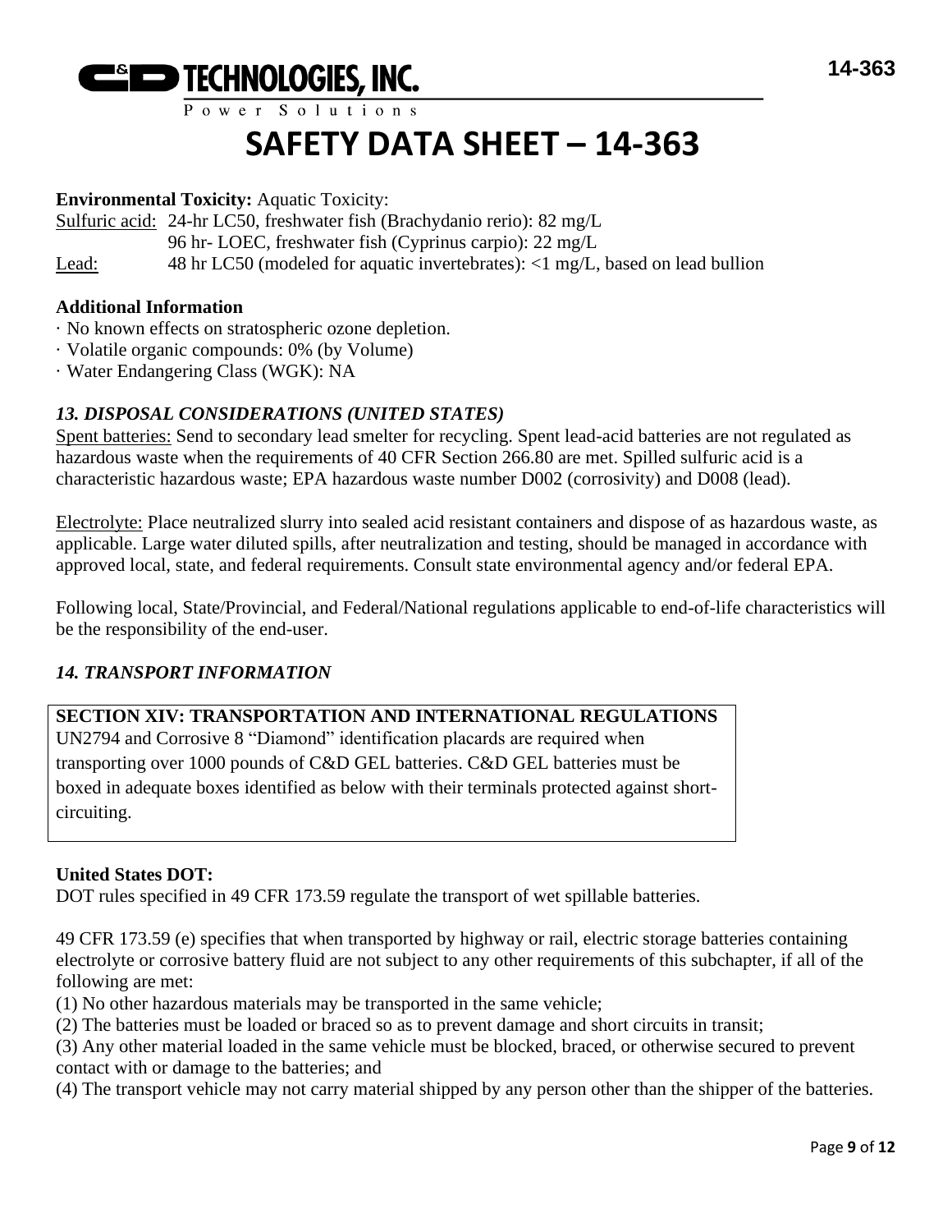**Environmental Toxicity:** Aquatic Toxicity:

Sulfuric acid: 24-hr LC50, freshwater fish (Brachydanio rerio): 82 mg/L
96 hr- LOEC, freshwater fish (Cyprinus carpio): 22 mg/L

Lead: 48 hr LC50 (modeled for aquatic invertebrates): <1 mg/L, based on lead bullion

**Additional Information**

· No known effects on stratospheric ozone depletion.
· Volatile organic compounds: 0% (by Volume)
· Water Endangering Class (WGK): NA

### *13. DISPOSAL CONSIDERATIONS (UNITED STATES)*

Spent batteries: Send to secondary lead smelter for recycling. Spent lead-acid batteries are not regulated as hazardous waste when the requirements of 40 CFR Section 266.80 are met. Spilled sulfuric acid is a characteristic hazardous waste; EPA hazardous waste number D002 (corrosivity) and D008 (lead).

Electrolyte: Place neutralized slurry into sealed acid resistant containers and dispose of as hazardous waste, as applicable. Large water diluted spills, after neutralization and testing, should be managed in accordance with approved local, state, and federal requirements. Consult state environmental agency and/or federal EPA.

Following local, State/Provincial, and Federal/National regulations applicable to end-of-life characteristics will be the responsibility of the end-user.

### *14. TRANSPORT INFORMATION*

**SECTION XIV: TRANSPORTATION AND INTERNATIONAL REGULATIONS**
UN2794 and Corrosive 8 “Diamond” identification placards are required when transporting over 1000 pounds of C&D GEL batteries. C&D GEL batteries must be boxed in adequate boxes identified as below with their terminals protected against short-circuiting.

**United States DOT:**
DOT rules specified in 49 CFR 173.59 regulate the transport of wet spillable batteries.

49 CFR 173.59 (e) specifies that when transported by highway or rail, electric storage batteries containing electrolyte or corrosive battery fluid are not subject to any other requirements of this subchapter, if all of the following are met:

(1) No other hazardous materials may be transported in the same vehicle;
(2) The batteries must be loaded or braced so as to prevent damage and short circuits in transit;
(3) Any other material loaded in the same vehicle must be blocked, braced, or otherwise secured to prevent contact with or damage to the batteries; and
(4) The transport vehicle may not carry material shipped by any person other than the shipper of the batteries.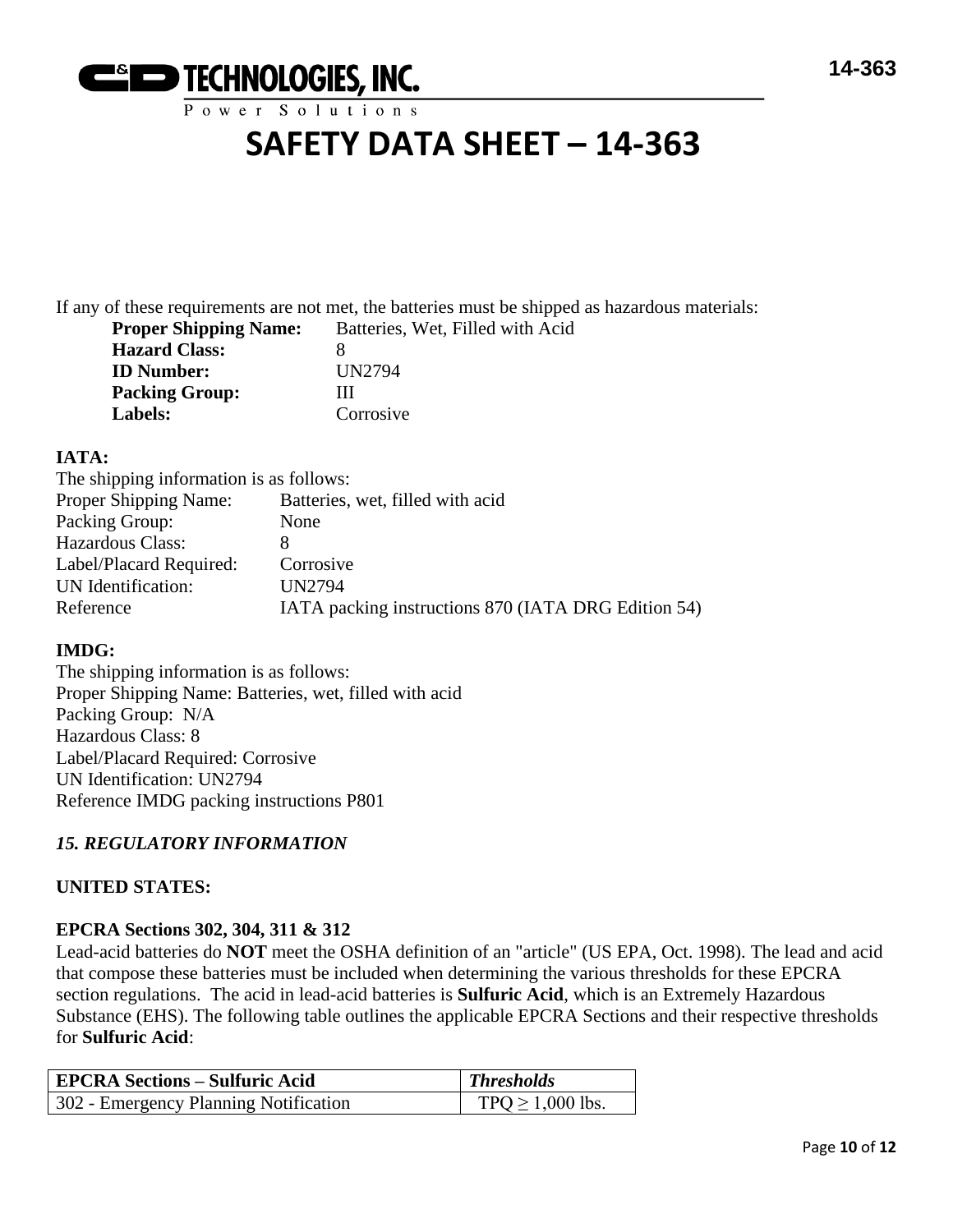If any of these requirements are not met, the batteries must be shipped as hazardous materials:

**Proper Shipping Name:** Batteries, Wet, Filled with Acid
**Hazard Class:** 8
**ID Number:** UN2794
**Packing Group:** III
**Labels:** Corrosive

**IATA:**

The shipping information is as follows:

Proper Shipping Name: Batteries, wet, filled with acid
Packing Group: None
Hazardous Class: 8
Label/Placard Required: Corrosive
UN Identification: UN2794
Reference IATA packing instructions 870 (IATA DRG Edition 54)

**IMDG:**

The shipping information is as follows:
Proper Shipping Name: Batteries, wet, filled with acid
Packing Group: N/A
Hazardous Class: 8
Label/Placard Required: Corrosive
UN Identification: UN2794
Reference IMDG packing instructions P801

## *15. REGULATORY INFORMATION*

**UNITED STATES:**

**EPCRA Sections 302, 304, 311 & 312**

Lead-acid batteries do **NOT** meet the OSHA definition of an "article" (US EPA, Oct. 1998). The lead and acid that compose these batteries must be included when determining the various thresholds for these EPCRA section regulations. The acid in lead-acid batteries is **Sulfuric Acid**, which is an Extremely Hazardous Substance (EHS). The following table outlines the applicable EPCRA Sections and their respective thresholds for **Sulfuric Acid**:

| **EPCRA Sections – Sulfuric Acid** | ***Thresholds*** |
|---|---|
| 302 - Emergency Planning Notification | TPQ ≥ 1,000 lbs. |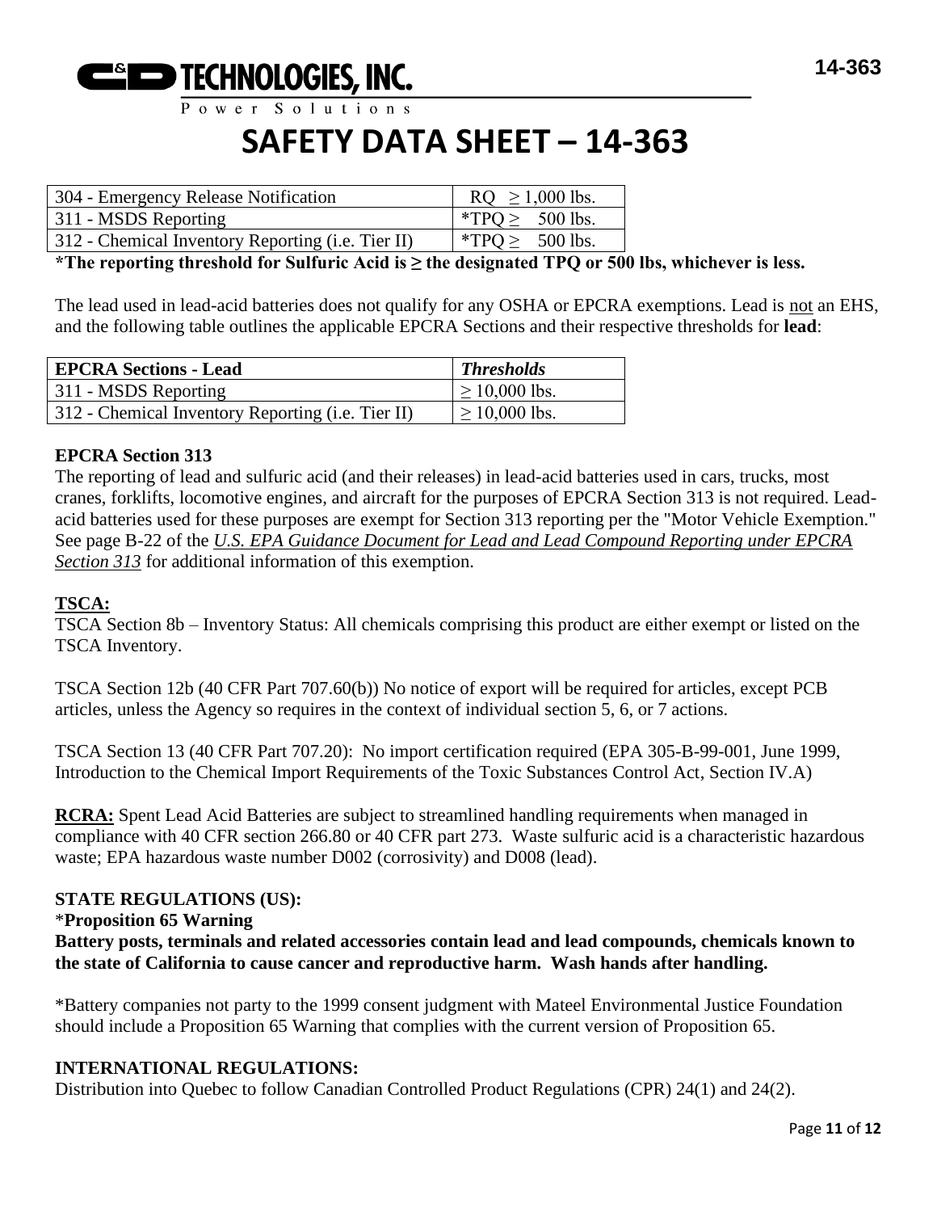| 304 - Emergency Release Notification | RQ ≥ 1,000 lbs. |
|---|---|
| 311 - MSDS Reporting | *TPQ ≥ 500 lbs. |
| 312 - Chemical Inventory Reporting (i.e. Tier II) | *TPQ ≥ 500 lbs. |

**\*The reporting threshold for Sulfuric Acid is ≥ the designated TPQ or 500 lbs, whichever is less.**

The lead used in lead-acid batteries does not qualify for any OSHA or EPCRA exemptions. Lead is <u>not</u> an EHS, and the following table outlines the applicable EPCRA Sections and their respective thresholds for **lead**:

| **EPCRA Sections - Lead** | ***Thresholds*** |
|---|---|
| 311 - MSDS Reporting | ≥ 10,000 lbs. |
| 312 - Chemical Inventory Reporting (i.e. Tier II) | ≥ 10,000 lbs. |

**EPCRA Section 313**

The reporting of lead and sulfuric acid (and their releases) in lead-acid batteries used in cars, trucks, most cranes, forklifts, locomotive engines, and aircraft for the purposes of EPCRA Section 313 is not required. Lead-acid batteries used for these purposes are exempt for Section 313 reporting per the "Motor Vehicle Exemption." See page B-22 of the *<u>U.S. EPA Guidance Document for Lead and Lead Compound Reporting under EPCRA Section 313</u>* for additional information of this exemption.

**<u>TSCA:</u>**

TSCA Section 8b – Inventory Status: All chemicals comprising this product are either exempt or listed on the TSCA Inventory.

TSCA Section 12b (40 CFR Part 707.60(b)) No notice of export will be required for articles, except PCB articles, unless the Agency so requires in the context of individual section 5, 6, or 7 actions.

TSCA Section 13 (40 CFR Part 707.20): No import certification required (EPA 305-B-99-001, June 1999, Introduction to the Chemical Import Requirements of the Toxic Substances Control Act, Section IV.A)

**<u>RCRA:</u>** Spent Lead Acid Batteries are subject to streamlined handling requirements when managed in compliance with 40 CFR section 266.80 or 40 CFR part 273. Waste sulfuric acid is a characteristic hazardous waste; EPA hazardous waste number D002 (corrosivity) and D008 (lead).

**STATE REGULATIONS (US):**

\***Proposition 65 Warning**

**Battery posts, terminals and related accessories contain lead and lead compounds, chemicals known to the state of California to cause cancer and reproductive harm. Wash hands after handling.**

\*Battery companies not party to the 1999 consent judgment with Mateel Environmental Justice Foundation should include a Proposition 65 Warning that complies with the current version of Proposition 65.

**INTERNATIONAL REGULATIONS:**

Distribution into Quebec to follow Canadian Controlled Product Regulations (CPR) 24(1) and 24(2).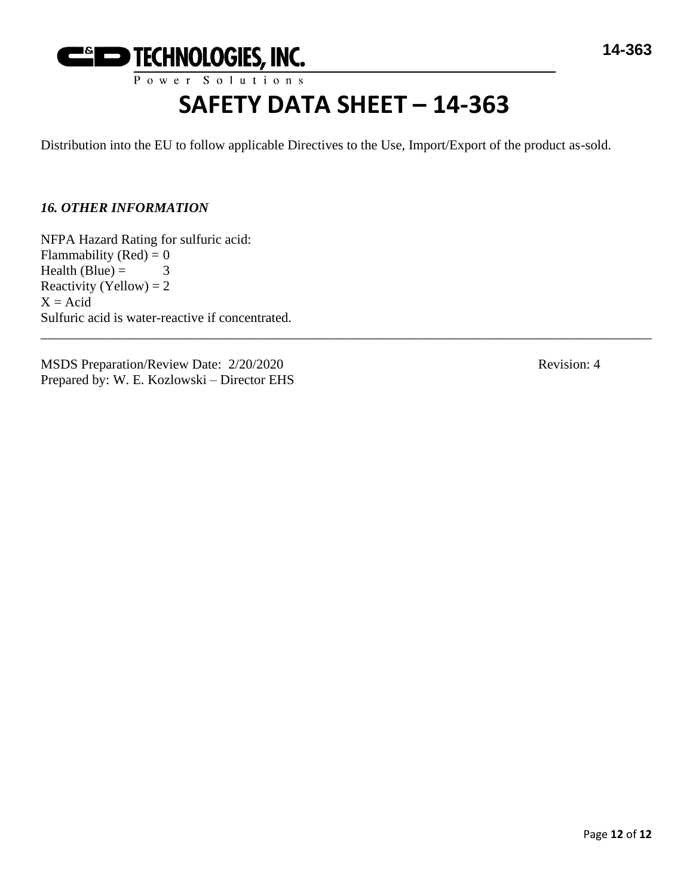Distribution into the EU to follow applicable Directives to the Use, Import/Export of the product as-sold.

## *16. OTHER INFORMATION*

NFPA Hazard Rating for sulfuric acid:
Flammability (Red) = 0
Health (Blue) = 3
Reactivity (Yellow) = 2
X = Acid
Sulfuric acid is water-reactive if concentrated.

---

MSDS Preparation/Review Date: 2/20/2020 Revision: 4
Prepared by: W. E. Kozlowski – Director EHS